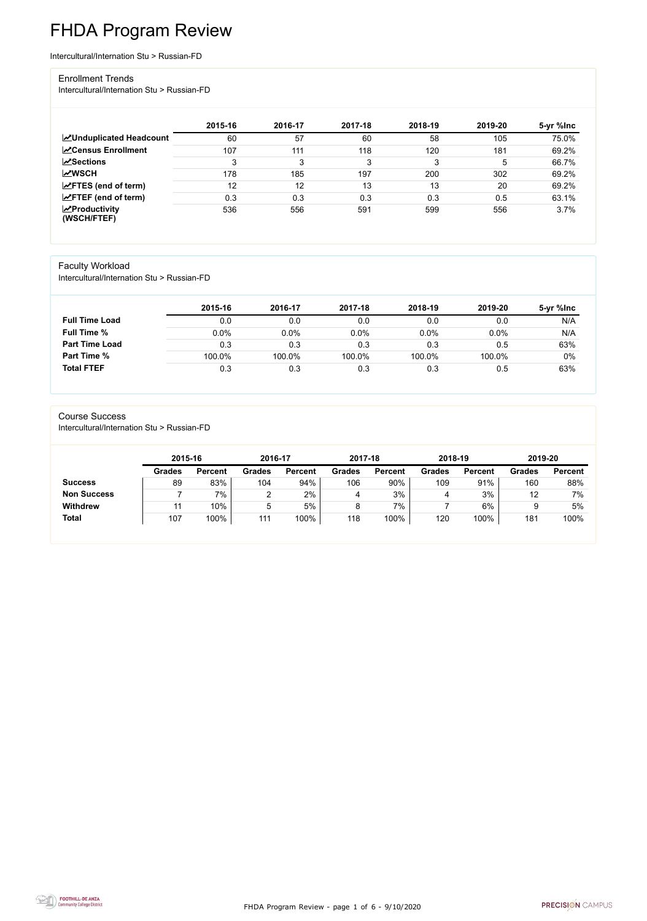# FHDA Program Review

Intercultural/Internation Stu > Russian-FD

## Enrollment Trends

Intercultural/Internation Stu > Russian-FD

| | 2015-16 | 2016-17 | 2017-18 | 2018-19 | 2019-20 | 5-yr %Inc |
|---|---|---|---|---|---|---|
| **Unduplicated Headcount** | 60 | 57 | 60 | 58 | 105 | 75.0% |
| **Census Enrollment** | 107 | 111 | 118 | 120 | 181 | 69.2% |
| **Sections** | 3 | 3 | 3 | 3 | 5 | 66.7% |
| **WSCH** | 178 | 185 | 197 | 200 | 302 | 69.2% |
| **FTES (end of term)** | 12 | 12 | 13 | 13 | 20 | 69.2% |
| **FTEF (end of term)** | 0.3 | 0.3 | 0.3 | 0.3 | 0.5 | 63.1% |
| **Productivity (WSCH/FTEF)** | 536 | 556 | 591 | 599 | 556 | 3.7% |

## Faculty Workload

Intercultural/Internation Stu > Russian-FD

| | 2015-16 | 2016-17 | 2017-18 | 2018-19 | 2019-20 | 5-yr %Inc |
|---|---|---|---|---|---|---|
| **Full Time Load** | 0.0 | 0.0 | 0.0 | 0.0 | 0.0 | N/A |
| **Full Time %** | 0.0% | 0.0% | 0.0% | 0.0% | 0.0% | N/A |
| **Part Time Load** | 0.3 | 0.3 | 0.3 | 0.3 | 0.5 | 63% |
| **Part Time %** | 100.0% | 100.0% | 100.0% | 100.0% | 100.0% | 0% |
| **Total FTEF** | 0.3 | 0.3 | 0.3 | 0.3 | 0.5 | 63% |

## Course Success

Intercultural/Internation Stu > Russian-FD

| | 2015-16 | | 2016-17 | | 2017-18 | | 2018-19 | | 2019-20 | |
|---|---|---|---|---|---|---|---|---|---|---|
| | **Grades** | **Percent** | **Grades** | **Percent** | **Grades** | **Percent** | **Grades** | **Percent** | **Grades** | **Percent** |
| **Success** | 89 | 83% | 104 | 94% | 106 | 90% | 109 | 91% | 160 | 88% |
| **Non Success** | 7 | 7% | 2 | 2% | 4 | 3% | 4 | 3% | 12 | 7% |
| **Withdrew** | 11 | 10% | 5 | 5% | 8 | 7% | 7 | 6% | 9 | 5% |
| **Total** | 107 | 100% | 111 | 100% | 118 | 100% | 120 | 100% | 181 | 100% |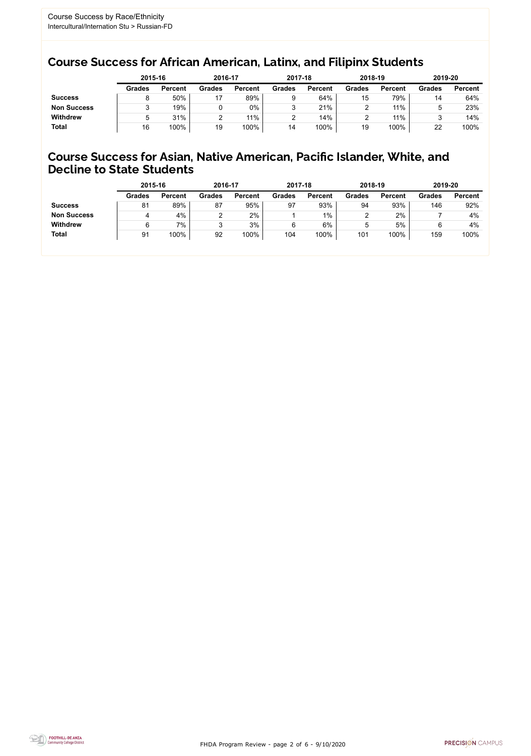Course Success by Race/Ethnicity
Intercultural/Internation Stu > Russian-FD

## Course Success for African American, Latinx, and Filipinx Students

| | 2015-16 | | 2016-17 | | 2017-18 | | 2018-19 | | 2019-20 | |
|---|---|---|---|---|---|---|---|---|---|---|
| | Grades | Percent | Grades | Percent | Grades | Percent | Grades | Percent | Grades | Percent |
| **Success** | 8 | 50% | 17 | 89% | 9 | 64% | 15 | 79% | 14 | 64% |
| **Non Success** | 3 | 19% | 0 | 0% | 3 | 21% | 2 | 11% | 5 | 23% |
| **Withdrew** | 5 | 31% | 2 | 11% | 2 | 14% | 2 | 11% | 3 | 14% |
| **Total** | 16 | 100% | 19 | 100% | 14 | 100% | 19 | 100% | 22 | 100% |

## Course Success for Asian, Native American, Pacific Islander, White, and Decline to State Students

| | 2015-16 | | 2016-17 | | 2017-18 | | 2018-19 | | 2019-20 | |
|---|---|---|---|---|---|---|---|---|---|---|
| | Grades | Percent | Grades | Percent | Grades | Percent | Grades | Percent | Grades | Percent |
| **Success** | 81 | 89% | 87 | 95% | 97 | 93% | 94 | 93% | 146 | 92% |
| **Non Success** | 4 | 4% | 2 | 2% | 1 | 1% | 2 | 2% | 7 | 4% |
| **Withdrew** | 6 | 7% | 3 | 3% | 6 | 6% | 5 | 5% | 6 | 4% |
| **Total** | 91 | 100% | 92 | 100% | 104 | 100% | 101 | 100% | 159 | 100% |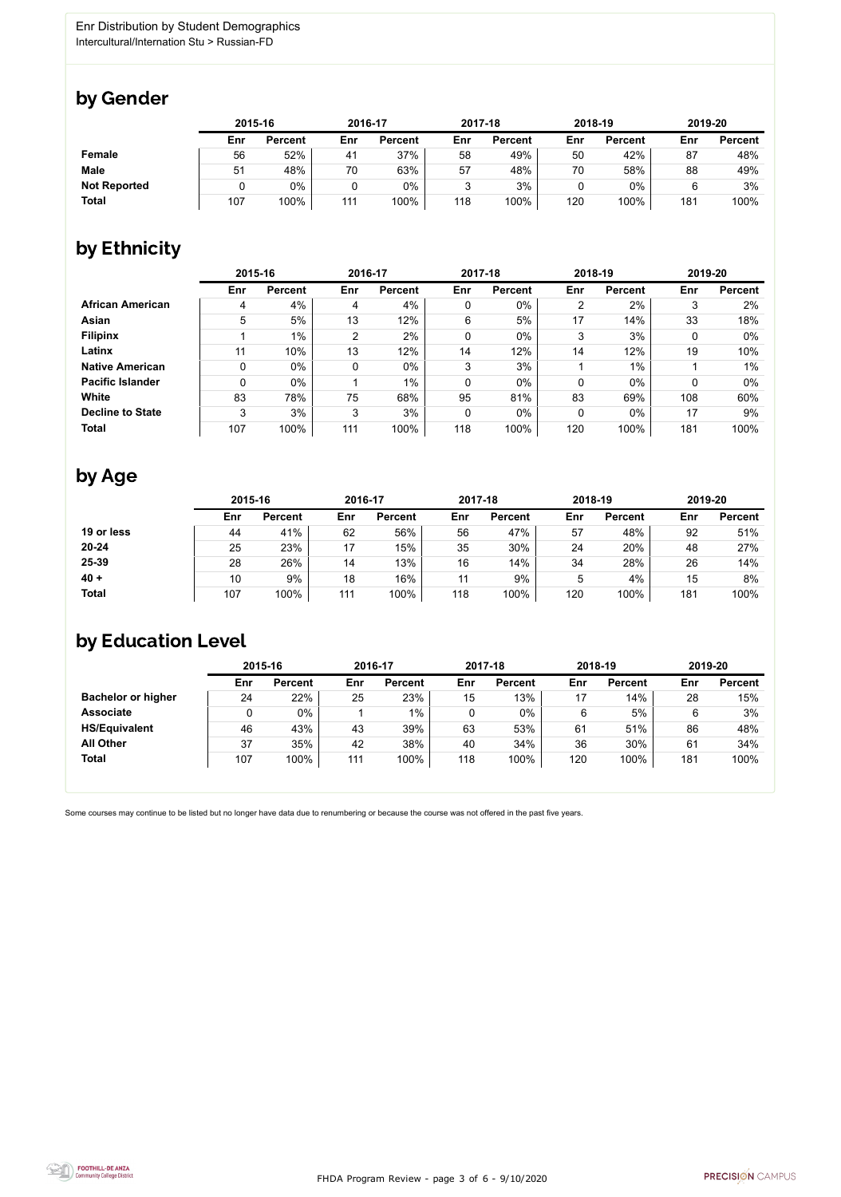Enr Distribution by Student Demographics
Intercultural/Internation Stu > Russian-FD

## by Gender

| | 2015-16 | | 2016-17 | | 2017-18 | | 2018-19 | | 2019-20 | |
|---|---|---|---|---|---|---|---|---|---|---|
| | Enr | Percent | Enr | Percent | Enr | Percent | Enr | Percent | Enr | Percent |
| **Female** | 56 | 52% | 41 | 37% | 58 | 49% | 50 | 42% | 87 | 48% |
| **Male** | 51 | 48% | 70 | 63% | 57 | 48% | 70 | 58% | 88 | 49% |
| **Not Reported** | 0 | 0% | 0 | 0% | 3 | 3% | 0 | 0% | 6 | 3% |
| **Total** | 107 | 100% | 111 | 100% | 118 | 100% | 120 | 100% | 181 | 100% |

## by Ethnicity

| | 2015-16 | | 2016-17 | | 2017-18 | | 2018-19 | | 2019-20 | |
|---|---|---|---|---|---|---|---|---|---|---|
| | Enr | Percent | Enr | Percent | Enr | Percent | Enr | Percent | Enr | Percent |
| **African American** | 4 | 4% | 4 | 4% | 0 | 0% | 2 | 2% | 3 | 2% |
| **Asian** | 5 | 5% | 13 | 12% | 6 | 5% | 17 | 14% | 33 | 18% |
| **Filipinx** | 1 | 1% | 2 | 2% | 0 | 0% | 3 | 3% | 0 | 0% |
| **Latinx** | 11 | 10% | 13 | 12% | 14 | 12% | 14 | 12% | 19 | 10% |
| **Native American** | 0 | 0% | 0 | 0% | 3 | 3% | 1 | 1% | 1 | 1% |
| **Pacific Islander** | 0 | 0% | 1 | 1% | 0 | 0% | 0 | 0% | 0 | 0% |
| **White** | 83 | 78% | 75 | 68% | 95 | 81% | 83 | 69% | 108 | 60% |
| **Decline to State** | 3 | 3% | 3 | 3% | 0 | 0% | 0 | 0% | 17 | 9% |
| **Total** | 107 | 100% | 111 | 100% | 118 | 100% | 120 | 100% | 181 | 100% |

## by Age

| | 2015-16 | | 2016-17 | | 2017-18 | | 2018-19 | | 2019-20 | |
|---|---|---|---|---|---|---|---|---|---|---|
| | Enr | Percent | Enr | Percent | Enr | Percent | Enr | Percent | Enr | Percent |
| **19 or less** | 44 | 41% | 62 | 56% | 56 | 47% | 57 | 48% | 92 | 51% |
| **20-24** | 25 | 23% | 17 | 15% | 35 | 30% | 24 | 20% | 48 | 27% |
| **25-39** | 28 | 26% | 14 | 13% | 16 | 14% | 34 | 28% | 26 | 14% |
| **40 +** | 10 | 9% | 18 | 16% | 11 | 9% | 5 | 4% | 15 | 8% |
| **Total** | 107 | 100% | 111 | 100% | 118 | 100% | 120 | 100% | 181 | 100% |

## by Education Level

| | 2015-16 | | 2016-17 | | 2017-18 | | 2018-19 | | 2019-20 | |
|---|---|---|---|---|---|---|---|---|---|---|
| | Enr | Percent | Enr | Percent | Enr | Percent | Enr | Percent | Enr | Percent |
| **Bachelor or higher** | 24 | 22% | 25 | 23% | 15 | 13% | 17 | 14% | 28 | 15% |
| **Associate** | 0 | 0% | 1 | 1% | 0 | 0% | 6 | 5% | 6 | 3% |
| **HS/Equivalent** | 46 | 43% | 43 | 39% | 63 | 53% | 61 | 51% | 86 | 48% |
| **All Other** | 37 | 35% | 42 | 38% | 40 | 34% | 36 | 30% | 61 | 34% |
| **Total** | 107 | 100% | 111 | 100% | 118 | 100% | 120 | 100% | 181 | 100% |

Some courses may continue to be listed but no longer have data due to renumbering or because the course was not offered in the past five years.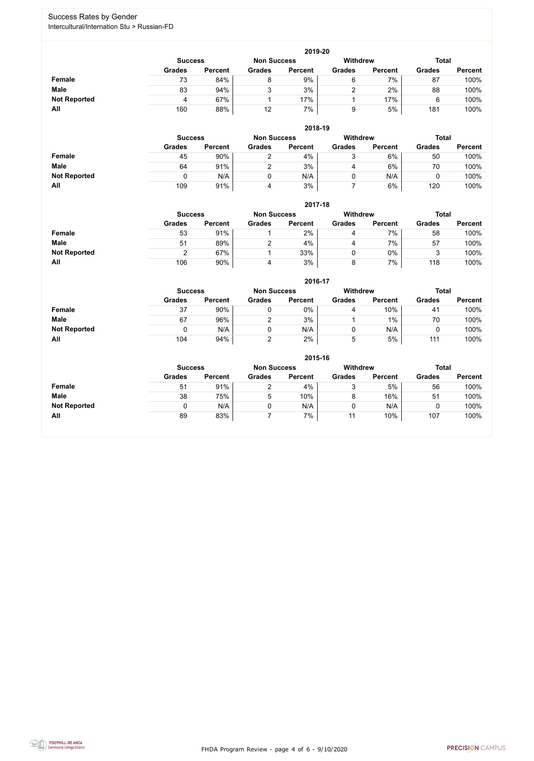## Success Rates by Gender

Intercultural/Internation Stu > Russian-FD

### 2019-20

| | Success | | Non Success | | Withdrew | | Total | |
|---|---|---|---|---|---|---|---|---|
| | Grades | Percent | Grades | Percent | Grades | Percent | Grades | Percent |
| **Female** | 73 | 84% | 8 | 9% | 6 | 7% | 87 | 100% |
| **Male** | 83 | 94% | 3 | 3% | 2 | 2% | 88 | 100% |
| **Not Reported** | 4 | 67% | 1 | 17% | 1 | 17% | 6 | 100% |
| **All** | 160 | 88% | 12 | 7% | 9 | 5% | 181 | 100% |

### 2018-19

| | Success | | Non Success | | Withdrew | | Total | |
|---|---|---|---|---|---|---|---|---|
| | Grades | Percent | Grades | Percent | Grades | Percent | Grades | Percent |
| **Female** | 45 | 90% | 2 | 4% | 3 | 6% | 50 | 100% |
| **Male** | 64 | 91% | 2 | 3% | 4 | 6% | 70 | 100% |
| **Not Reported** | 0 | N/A | 0 | N/A | 0 | N/A | 0 | 100% |
| **All** | 109 | 91% | 4 | 3% | 7 | 6% | 120 | 100% |

### 2017-18

| | Success | | Non Success | | Withdrew | | Total | |
|---|---|---|---|---|---|---|---|---|
| | Grades | Percent | Grades | Percent | Grades | Percent | Grades | Percent |
| **Female** | 53 | 91% | 1 | 2% | 4 | 7% | 58 | 100% |
| **Male** | 51 | 89% | 2 | 4% | 4 | 7% | 57 | 100% |
| **Not Reported** | 2 | 67% | 1 | 33% | 0 | 0% | 3 | 100% |
| **All** | 106 | 90% | 4 | 3% | 8 | 7% | 118 | 100% |

### 2016-17

| | Success | | Non Success | | Withdrew | | Total | |
|---|---|---|---|---|---|---|---|---|
| | Grades | Percent | Grades | Percent | Grades | Percent | Grades | Percent |
| **Female** | 37 | 90% | 0 | 0% | 4 | 10% | 41 | 100% |
| **Male** | 67 | 96% | 2 | 3% | 1 | 1% | 70 | 100% |
| **Not Reported** | 0 | N/A | 0 | N/A | 0 | N/A | 0 | 100% |
| **All** | 104 | 94% | 2 | 2% | 5 | 5% | 111 | 100% |

### 2015-16

| | Success | | Non Success | | Withdrew | | Total | |
|---|---|---|---|---|---|---|---|---|
| | Grades | Percent | Grades | Percent | Grades | Percent | Grades | Percent |
| **Female** | 51 | 91% | 2 | 4% | 3 | 5% | 56 | 100% |
| **Male** | 38 | 75% | 5 | 10% | 8 | 16% | 51 | 100% |
| **Not Reported** | 0 | N/A | 0 | N/A | 0 | N/A | 0 | 100% |
| **All** | 89 | 83% | 7 | 7% | 11 | 10% | 107 | 100% |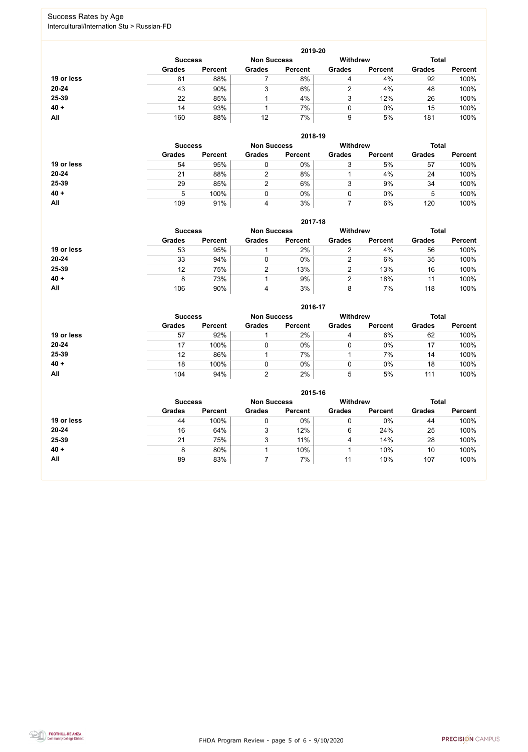# Success Rates by Age

Intercultural/Internation Stu > Russian-FD

### 2019-20

| | Success | | Non Success | | Withdrew | | Total | |
|---|---|---|---|---|---|---|---|---|
| | Grades | Percent | Grades | Percent | Grades | Percent | Grades | Percent |
| **19 or less** | 81 | 88% | 7 | 8% | 4 | 4% | 92 | 100% |
| **20-24** | 43 | 90% | 3 | 6% | 2 | 4% | 48 | 100% |
| **25-39** | 22 | 85% | 1 | 4% | 3 | 12% | 26 | 100% |
| **40 +** | 14 | 93% | 1 | 7% | 0 | 0% | 15 | 100% |
| **All** | 160 | 88% | 12 | 7% | 9 | 5% | 181 | 100% |

### 2018-19

| | Success | | Non Success | | Withdrew | | Total | |
|---|---|---|---|---|---|---|---|---|
| | Grades | Percent | Grades | Percent | Grades | Percent | Grades | Percent |
| **19 or less** | 54 | 95% | 0 | 0% | 3 | 5% | 57 | 100% |
| **20-24** | 21 | 88% | 2 | 8% | 1 | 4% | 24 | 100% |
| **25-39** | 29 | 85% | 2 | 6% | 3 | 9% | 34 | 100% |
| **40 +** | 5 | 100% | 0 | 0% | 0 | 0% | 5 | 100% |
| **All** | 109 | 91% | 4 | 3% | 7 | 6% | 120 | 100% |

### 2017-18

| | Success | | Non Success | | Withdrew | | Total | |
|---|---|---|---|---|---|---|---|---|
| | Grades | Percent | Grades | Percent | Grades | Percent | Grades | Percent |
| **19 or less** | 53 | 95% | 1 | 2% | 2 | 4% | 56 | 100% |
| **20-24** | 33 | 94% | 0 | 0% | 2 | 6% | 35 | 100% |
| **25-39** | 12 | 75% | 2 | 13% | 2 | 13% | 16 | 100% |
| **40 +** | 8 | 73% | 1 | 9% | 2 | 18% | 11 | 100% |
| **All** | 106 | 90% | 4 | 3% | 8 | 7% | 118 | 100% |

### 2016-17

| | Success | | Non Success | | Withdrew | | Total | |
|---|---|---|---|---|---|---|---|---|
| | Grades | Percent | Grades | Percent | Grades | Percent | Grades | Percent |
| **19 or less** | 57 | 92% | 1 | 2% | 4 | 6% | 62 | 100% |
| **20-24** | 17 | 100% | 0 | 0% | 0 | 0% | 17 | 100% |
| **25-39** | 12 | 86% | 1 | 7% | 1 | 7% | 14 | 100% |
| **40 +** | 18 | 100% | 0 | 0% | 0 | 0% | 18 | 100% |
| **All** | 104 | 94% | 2 | 2% | 5 | 5% | 111 | 100% |

### 2015-16

| | Success | | Non Success | | Withdrew | | Total | |
|---|---|---|---|---|---|---|---|---|
| | Grades | Percent | Grades | Percent | Grades | Percent | Grades | Percent |
| **19 or less** | 44 | 100% | 0 | 0% | 0 | 0% | 44 | 100% |
| **20-24** | 16 | 64% | 3 | 12% | 6 | 24% | 25 | 100% |
| **25-39** | 21 | 75% | 3 | 11% | 4 | 14% | 28 | 100% |
| **40 +** | 8 | 80% | 1 | 10% | 1 | 10% | 10 | 100% |
| **All** | 89 | 83% | 7 | 7% | 11 | 10% | 107 | 100% |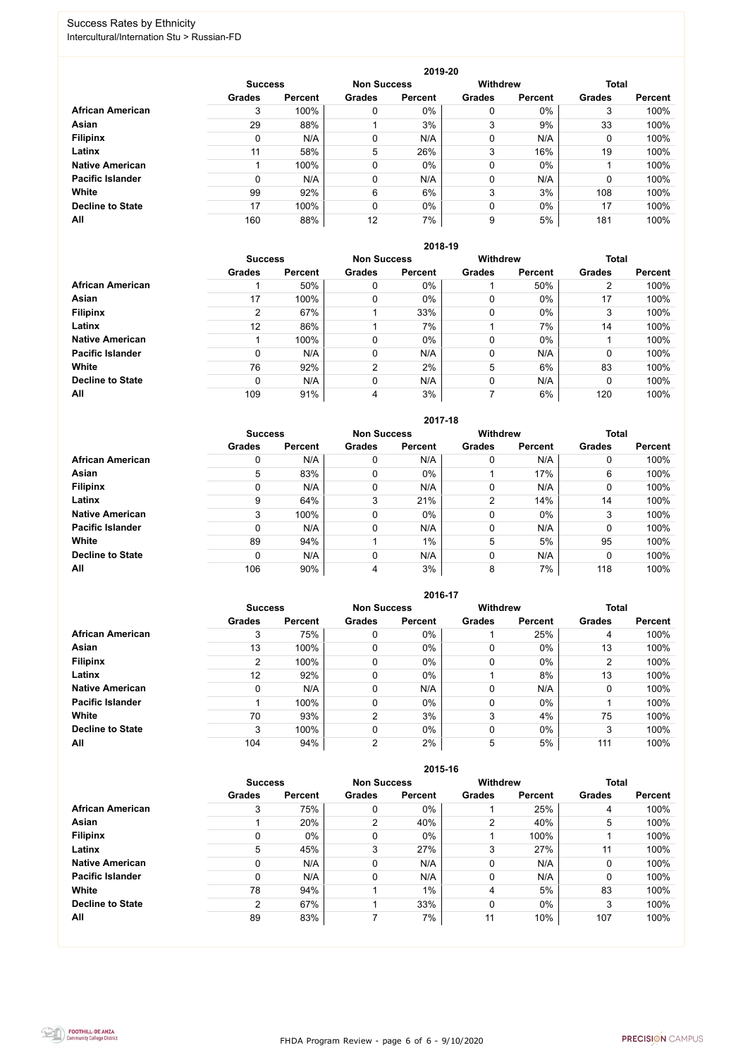## Success Rates by Ethnicity

Intercultural/Internation Stu > Russian-FD

### 2019-20

| | Success | | Non Success | | Withdrew | | Total | |
|---|---|---|---|---|---|---|---|---|
| | Grades | Percent | Grades | Percent | Grades | Percent | Grades | Percent |
| **African American** | 3 | 100% | 0 | 0% | 0 | 0% | 3 | 100% |
| **Asian** | 29 | 88% | 1 | 3% | 3 | 9% | 33 | 100% |
| **Filipinx** | 0 | N/A | 0 | N/A | 0 | N/A | 0 | 100% |
| **Latinx** | 11 | 58% | 5 | 26% | 3 | 16% | 19 | 100% |
| **Native American** | 1 | 100% | 0 | 0% | 0 | 0% | 1 | 100% |
| **Pacific Islander** | 0 | N/A | 0 | N/A | 0 | N/A | 0 | 100% |
| **White** | 99 | 92% | 6 | 6% | 3 | 3% | 108 | 100% |
| **Decline to State** | 17 | 100% | 0 | 0% | 0 | 0% | 17 | 100% |
| **All** | 160 | 88% | 12 | 7% | 9 | 5% | 181 | 100% |

### 2018-19

| | Success | | Non Success | | Withdrew | | Total | |
|---|---|---|---|---|---|---|---|---|
| | Grades | Percent | Grades | Percent | Grades | Percent | Grades | Percent |
| **African American** | 1 | 50% | 0 | 0% | 1 | 50% | 2 | 100% |
| **Asian** | 17 | 100% | 0 | 0% | 0 | 0% | 17 | 100% |
| **Filipinx** | 2 | 67% | 1 | 33% | 0 | 0% | 3 | 100% |
| **Latinx** | 12 | 86% | 1 | 7% | 1 | 7% | 14 | 100% |
| **Native American** | 1 | 100% | 0 | 0% | 0 | 0% | 1 | 100% |
| **Pacific Islander** | 0 | N/A | 0 | N/A | 0 | N/A | 0 | 100% |
| **White** | 76 | 92% | 2 | 2% | 5 | 6% | 83 | 100% |
| **Decline to State** | 0 | N/A | 0 | N/A | 0 | N/A | 0 | 100% |
| **All** | 109 | 91% | 4 | 3% | 7 | 6% | 120 | 100% |

### 2017-18

| | Success | | Non Success | | Withdrew | | Total | |
|---|---|---|---|---|---|---|---|---|
| | Grades | Percent | Grades | Percent | Grades | Percent | Grades | Percent |
| **African American** | 0 | N/A | 0 | N/A | 0 | N/A | 0 | 100% |
| **Asian** | 5 | 83% | 0 | 0% | 1 | 17% | 6 | 100% |
| **Filipinx** | 0 | N/A | 0 | N/A | 0 | N/A | 0 | 100% |
| **Latinx** | 9 | 64% | 3 | 21% | 2 | 14% | 14 | 100% |
| **Native American** | 3 | 100% | 0 | 0% | 0 | 0% | 3 | 100% |
| **Pacific Islander** | 0 | N/A | 0 | N/A | 0 | N/A | 0 | 100% |
| **White** | 89 | 94% | 1 | 1% | 5 | 5% | 95 | 100% |
| **Decline to State** | 0 | N/A | 0 | N/A | 0 | N/A | 0 | 100% |
| **All** | 106 | 90% | 4 | 3% | 8 | 7% | 118 | 100% |

### 2016-17

| | Success | | Non Success | | Withdrew | | Total | |
|---|---|---|---|---|---|---|---|---|
| | Grades | Percent | Grades | Percent | Grades | Percent | Grades | Percent |
| **African American** | 3 | 75% | 0 | 0% | 1 | 25% | 4 | 100% |
| **Asian** | 13 | 100% | 0 | 0% | 0 | 0% | 13 | 100% |
| **Filipinx** | 2 | 100% | 0 | 0% | 0 | 0% | 2 | 100% |
| **Latinx** | 12 | 92% | 0 | 0% | 1 | 8% | 13 | 100% |
| **Native American** | 0 | N/A | 0 | N/A | 0 | N/A | 0 | 100% |
| **Pacific Islander** | 1 | 100% | 0 | 0% | 0 | 0% | 1 | 100% |
| **White** | 70 | 93% | 2 | 3% | 3 | 4% | 75 | 100% |
| **Decline to State** | 3 | 100% | 0 | 0% | 0 | 0% | 3 | 100% |
| **All** | 104 | 94% | 2 | 2% | 5 | 5% | 111 | 100% |

### 2015-16

| | Success | | Non Success | | Withdrew | | Total | |
|---|---|---|---|---|---|---|---|---|
| | Grades | Percent | Grades | Percent | Grades | Percent | Grades | Percent |
| **African American** | 3 | 75% | 0 | 0% | 1 | 25% | 4 | 100% |
| **Asian** | 1 | 20% | 2 | 40% | 2 | 40% | 5 | 100% |
| **Filipinx** | 0 | 0% | 0 | 0% | 1 | 100% | 1 | 100% |
| **Latinx** | 5 | 45% | 3 | 27% | 3 | 27% | 11 | 100% |
| **Native American** | 0 | N/A | 0 | N/A | 0 | N/A | 0 | 100% |
| **Pacific Islander** | 0 | N/A | 0 | N/A | 0 | N/A | 0 | 100% |
| **White** | 78 | 94% | 1 | 1% | 4 | 5% | 83 | 100% |
| **Decline to State** | 2 | 67% | 1 | 33% | 0 | 0% | 3 | 100% |
| **All** | 89 | 83% | 7 | 7% | 11 | 10% | 107 | 100% |